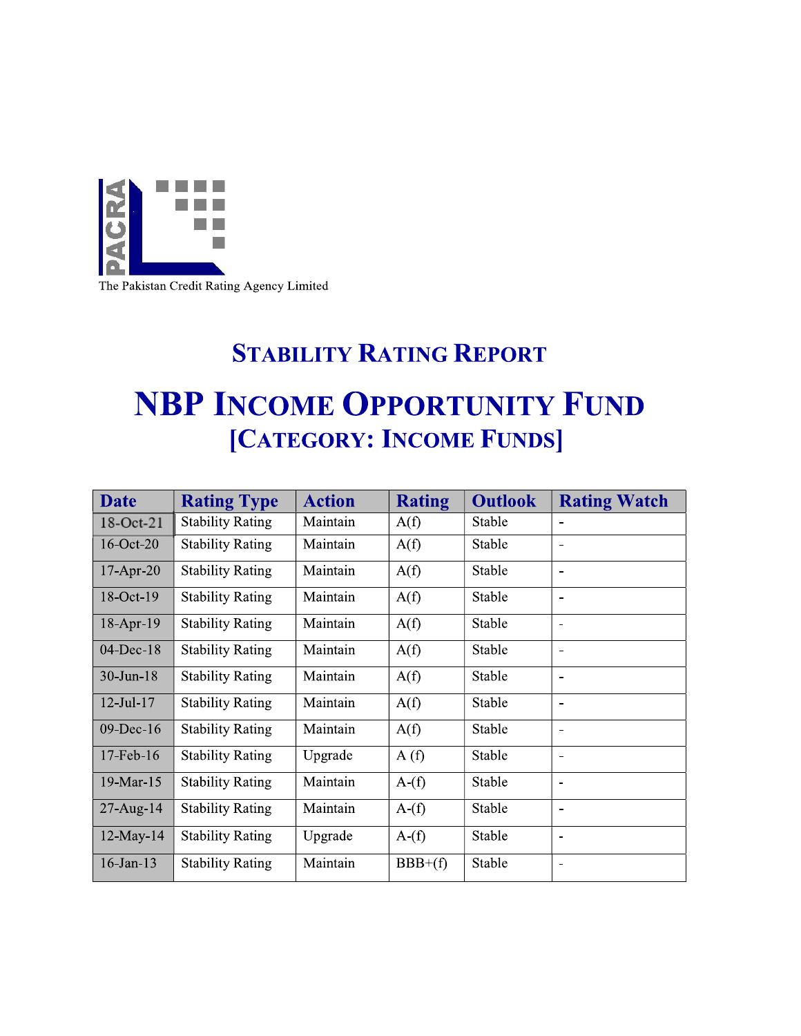PACRA

The Pakistan Credit Rating Agency Limited

# STABILITY RATING REPORT

# NBP INCOME OPPORTUNITY FUND

## [CATEGORY: INCOME FUNDS]

| Date | Rating Type | Action | Rating | Outlook | Rating Watch |
|---|---|---|---|---|---|
| 18-Oct-21 | Stability Rating | Maintain | A(f) | Stable | - |
| 16-Oct-20 | Stability Rating | Maintain | A(f) | Stable | - |
| 17-Apr-20 | Stability Rating | Maintain | A(f) | Stable | - |
| 18-Oct-19 | Stability Rating | Maintain | A(f) | Stable | - |
| 18-Apr-19 | Stability Rating | Maintain | A(f) | Stable | - |
| 04-Dec-18 | Stability Rating | Maintain | A(f) | Stable | - |
| 30-Jun-18 | Stability Rating | Maintain | A(f) | Stable | - |
| 12-Jul-17 | Stability Rating | Maintain | A(f) | Stable | - |
| 09-Dec-16 | Stability Rating | Maintain | A(f) | Stable | - |
| 17-Feb-16 | Stability Rating | Upgrade | A (f) | Stable | - |
| 19-Mar-15 | Stability Rating | Maintain | A-(f) | Stable | - |
| 27-Aug-14 | Stability Rating | Maintain | A-(f) | Stable | - |
| 12-May-14 | Stability Rating | Upgrade | A-(f) | Stable | - |
| 16-Jan-13 | Stability Rating | Maintain | BBB+(f) | Stable | - |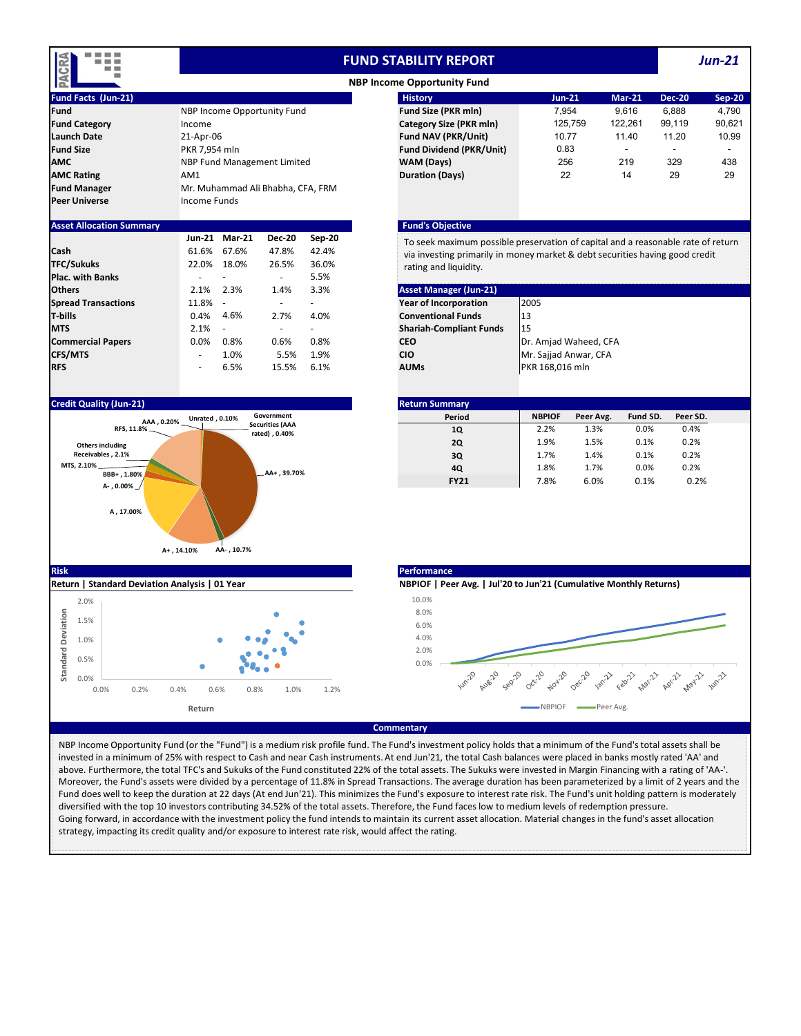# FUND STABILITY REPORT

*Jun-21*

## NBP Income Opportunity Fund

### Fund Facts (Jun-21)

| | |
|---|---|
| **Fund** | NBP Income Opportunity Fund |
| **Fund Category** | Income |
| **Launch Date** | 21-Apr-06 |
| **Fund Size** | PKR 7,954 mln |
| **AMC** | NBP Fund Management Limited |
| **AMC Rating** | AM1 |
| **Fund Manager** | Mr. Muhammad Ali Bhabha, CFA, FRM |
| **Peer Universe** | Income Funds |

### History

| History | Jun-21 | Mar-21 | Dec-20 | Sep-20 |
|---|---|---|---|---|
| **Fund Size (PKR mln)** | 7,954 | 9,616 | 6,888 | 4,790 |
| **Category Size (PKR mln)** | 125,759 | 122,261 | 99,119 | 90,621 |
| **Fund NAV (PKR/Unit)** | 10.77 | 11.40 | 11.20 | 10.99 |
| **Fund Dividend (PKR/Unit)** | 0.83 | - | - | - |
| **WAM (Days)** | 256 | 219 | 329 | 438 |
| **Duration (Days)** | 22 | 14 | 29 | 29 |

### Asset Allocation Summary

| | Jun-21 | Mar-21 | Dec-20 | Sep-20 |
|---|---|---|---|---|
| **Cash** | 61.6% | 67.6% | 47.8% | 42.4% |
| **TFC/Sukuks** | 22.0% | 18.0% | 26.5% | 36.0% |
| **Plac. with Banks** | - | - | - | 5.5% |
| **Others** | 2.1% | 2.3% | 1.4% | 3.3% |
| **Spread Transactions** | 11.8% | - | - | - |
| **T-bills** | 0.4% | 4.6% | 2.7% | 4.0% |
| **MTS** | 2.1% | - | - | - |
| **Commercial Papers** | 0.0% | 0.8% | 0.6% | 0.8% |
| **CFS/MTS** | - | 1.0% | 5.5% | 1.9% |
| **RFS** | - | 6.5% | 15.5% | 6.1% |

### Fund's Objective

To seek maximum possible preservation of capital and a reasonable rate of return via investing primarily in money market & debt securities having good credit rating and liquidity.

### Asset Manager (Jun-21)

| | |
|---|---|
| **Year of Incorporation** | 2005 |
| **Conventional Funds** | 13 |
| **Shariah-Compliant Funds** | 15 |
| **CEO** | Dr. Amjad Waheed, CFA |
| **CIO** | Mr. Sajjad Anwar, CFA |
| **AUMs** | PKR 168,016 mln |

### Credit Quality (Jun-21)

| Rating | Share |
|---|---|
| AA+ | 39.70% |
| AA- | 10.7% |
| A+ | 14.10% |
| A | 17.00% |
| A- | 0.00% |
| BBB+ | 1.80% |
| MTS | 2.10% |
| Others including Receivables | 2.1% |
| RFS | 11.8% |
| AAA | 0.20% |
| Unrated | 0.10% |
| Government Securities (AAA rated) | 0.40% |

### Return Summary

| Period | NBPIOF | Peer Avg. | Fund SD. | Peer SD. |
|---|---|---|---|---|
| **1Q** | 2.2% | 1.3% | 0.0% | 0.4% |
| **2Q** | 1.9% | 1.5% | 0.1% | 0.2% |
| **3Q** | 1.7% | 1.4% | 0.1% | 0.2% |
| **4Q** | 1.8% | 1.7% | 0.0% | 0.2% |
| **FY21** | 7.8% | 6.0% | 0.1% | 0.2% |

### Risk

**Return | Standard Deviation Analysis | 01 Year**

### Performance

**NBPIOF | Peer Avg. | Jul'20 to Jun'21 (Cumulative Monthly Returns)**

### Commentary

NBP Income Opportunity Fund (or the "Fund") is a medium risk profile fund. The Fund's investment policy holds that a minimum of the Fund's total assets shall be invested in a minimum of 25% with respect to Cash and near Cash instruments. At end Jun'21, the total Cash balances were placed in banks mostly rated 'AA' and above. Furthermore, the total TFC's and Sukuks of the Fund constituted 22% of the total assets. The Sukuks were invested in Margin Financing with a rating of 'AA-'. Moreover, the Fund's assets were divided by a percentage of 11.8% in Spread Transactions. The average duration has been parameterized by a limit of 2 years and the Fund does well to keep the duration at 22 days (At end Jun'21). This minimizes the Fund's exposure to interest rate risk. The Fund's unit holding pattern is moderately diversified with the top 10 investors contributing 34.52% of the total assets. Therefore, the Fund faces low to medium levels of redemption pressure.

Going forward, in accordance with the investment policy the fund intends to maintain its current asset allocation. Material changes in the fund's asset allocation strategy, impacting its credit quality and/or exposure to interest rate risk, would affect the rating.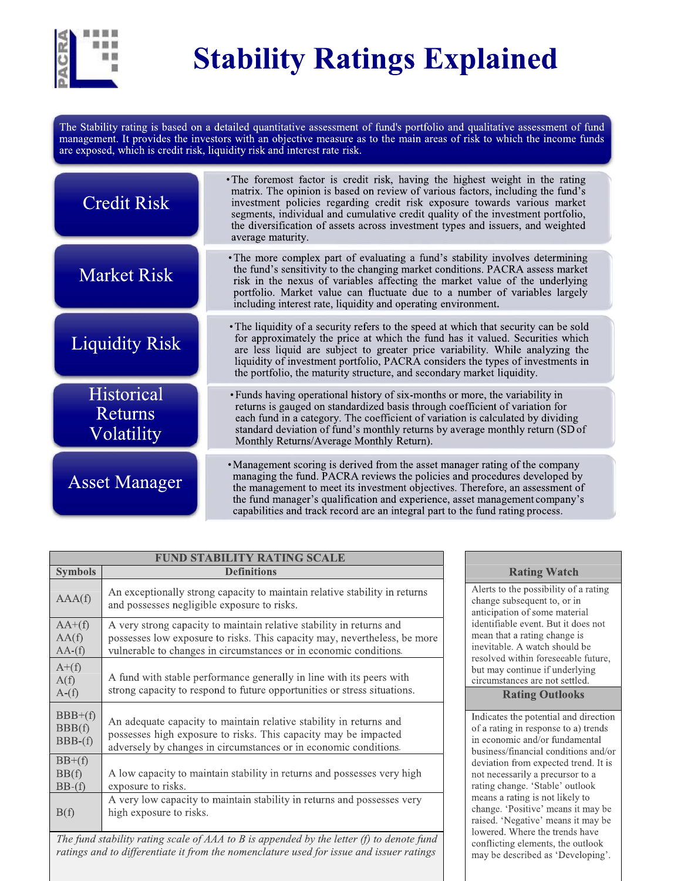# Stability Ratings Explained

The Stability rating is based on a detailed quantitative assessment of fund's portfolio and qualitative assessment of fund management. It provides the investors with an objective measure as to the main areas of risk to which the income funds are exposed, which is credit risk, liquidity risk and interest rate risk.

## Credit Risk

- The foremost factor is credit risk, having the highest weight in the rating matrix. The opinion is based on review of various factors, including the fund's investment policies regarding credit risk exposure towards various market segments, individual and cumulative credit quality of the investment portfolio, the diversification of assets across investment types and issuers, and weighted average maturity.

## Market Risk

- The more complex part of evaluating a fund's stability involves determining the fund's sensitivity to the changing market conditions. PACRA assess market risk in the nexus of variables affecting the market value of the underlying portfolio. Market value can fluctuate due to a number of variables largely including interest rate, liquidity and operating environment.

## Liquidity Risk

- The liquidity of a security refers to the speed at which that security can be sold for approximately the price at which the fund has it valued. Securities which are less liquid are subject to greater price variability. While analyzing the liquidity of investment portfolio, PACRA considers the types of investments in the portfolio, the maturity structure, and secondary market liquidity.

## Historical Returns Volatility

- Funds having operational history of six-months or more, the variability in returns is gauged on standardized basis through coefficient of variation for each fund in a category. The coefficient of variation is calculated by dividing standard deviation of fund's monthly returns by average monthly return (SD of Monthly Returns/Average Monthly Return).

## Asset Manager

- Management scoring is derived from the asset manager rating of the company managing the fund. PACRA reviews the policies and procedures developed by the management to meet its investment objectives. Therefore, an assessment of the fund manager's qualification and experience, asset management company's capabilities and track record are an integral part to the fund rating process.

## FUND STABILITY RATING SCALE

| Symbols | Definitions |
|---|---|
| AAA(f) | An exceptionally strong capacity to maintain relative stability in returns and possesses negligible exposure to risks. |
| AA+(f)<br>AA(f)<br>AA-(f) | A very strong capacity to maintain relative stability in returns and possesses low exposure to risks. This capacity may, nevertheless, be more vulnerable to changes in circumstances or in economic conditions. |
| A+(f)<br>A(f)<br>A-(f) | A fund with stable performance generally in line with its peers with strong capacity to respond to future opportunities or stress situations. |
| BBB+(f)<br>BBB(f)<br>BBB-(f) | An adequate capacity to maintain relative stability in returns and possesses high exposure to risks. This capacity may be impacted adversely by changes in circumstances or in economic conditions. |
| BB+(f)<br>BB(f)<br>BB-(f) | A low capacity to maintain stability in returns and possesses very high exposure to risks. |
| B(f) | A very low capacity to maintain stability in returns and possesses very high exposure to risks. |

*The fund stability rating scale of AAA to B is appended by the letter (f) to denote fund ratings and to differentiate it from the nomenclature used for issue and issuer ratings*

### Rating Watch

Alerts to the possibility of a rating change subsequent to, or in anticipation of some material identifiable event. But it does not mean that a rating change is inevitable. A watch should be resolved within foreseeable future, but may continue if underlying circumstances are not settled.

### Rating Outlooks

Indicates the potential and direction of a rating in response to a) trends in economic and/or fundamental business/financial conditions and/or deviation from expected trend. It is not necessarily a precursor to a rating change. 'Stable' outlook means a rating is not likely to change. 'Positive' means it may be raised. 'Negative' means it may be lowered. Where the trends have conflicting elements, the outlook may be described as 'Developing'.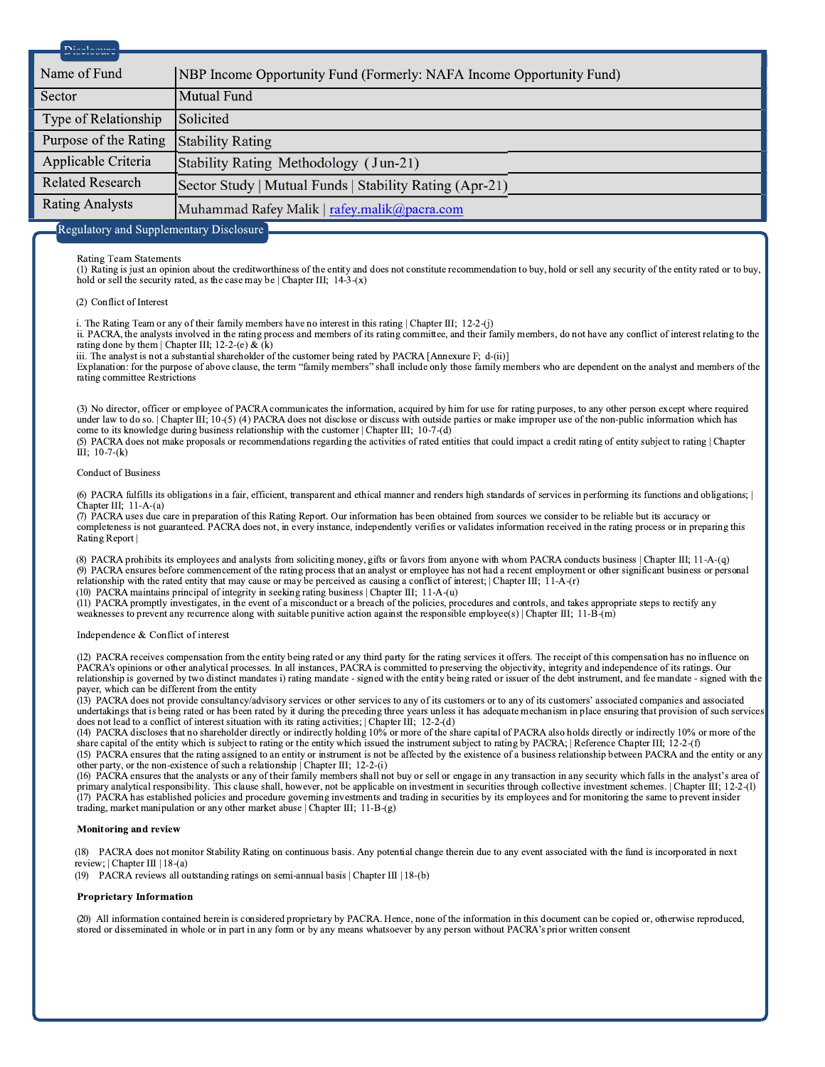## Disclosure

| | |
|---|---|
| Name of Fund | NBP Income Opportunity Fund (Formerly: NAFA Income Opportunity Fund) |
| Sector | Mutual Fund |
| Type of Relationship | Solicited |
| Purpose of the Rating | Stability Rating |
| Applicable Criteria | Stability Rating Methodology (Jun-21) |
| Related Research | Sector Study \| Mutual Funds \| Stability Rating (Apr-21) |
| Rating Analysts | Muhammad Rafey Malik \| rafey.malik@pacra.com |

## Regulatory and Supplementary Disclosure

Rating Team Statements

(1) Rating is just an opinion about the creditworthiness of the entity and does not constitute recommendation to buy, hold or sell any security of the entity rated or to buy, hold or sell the security rated, as the case may be | Chapter III; 14-3-(x)

(2) Conflict of Interest

i. The Rating Team or any of their family members have no interest in this rating | Chapter III; 12-2-(j)
ii. PACRA, the analysts involved in the rating process and members of its rating committee, and their family members, do not have any conflict of interest relating to the rating done by them | Chapter III; 12-2-(e) & (k)
iii. The analyst is not a substantial shareholder of the customer being rated by PACRA [Annexure F; d-(ii)]
Explanation: for the purpose of above clause, the term "family members" shall include only those family members who are dependent on the analyst and members of the rating committee Restrictions

(3) No director, officer or employee of PACRA communicates the information, acquired by him for use for rating purposes, to any other person except where required under law to do so. | Chapter III; 10-(5) (4) PACRA does not disclose or discuss with outside parties or make improper use of the non-public information which has come to its knowledge during business relationship with the customer | Chapter III; 10-7-(d)
(5) PACRA does not make proposals or recommendations regarding the activities of rated entities that could impact a credit rating of entity subject to rating | Chapter III; 10-7-(k)

Conduct of Business

(6) PACRA fulfills its obligations in a fair, efficient, transparent and ethical manner and renders high standards of services in performing its functions and obligations; | Chapter III; 11-A-(a)
(7) PACRA uses due care in preparation of this Rating Report. Our information has been obtained from sources we consider to be reliable but its accuracy or completeness is not guaranteed. PACRA does not, in every instance, independently verifies or validates information received in the rating process or in preparing this Rating Report |

(8) PACRA prohibits its employees and analysts from soliciting money, gifts or favors from anyone with whom PACRA conducts business | Chapter III; 11-A-(q)
(9) PACRA ensures before commencement of the rating process that an analyst or employee has not had a recent employment or other significant business or personal relationship with the rated entity that may cause or may be perceived as causing a conflict of interest; | Chapter III; 11-A-(r)
(10) PACRA maintains principal of integrity in seeking rating business | Chapter III; 11-A-(u)
(11) PACRA promptly investigates, in the event of a misconduct or a breach of the policies, procedures and controls, and takes appropriate steps to rectify any weaknesses to prevent any recurrence along with suitable punitive action against the responsible employee(s) | Chapter III; 11-B-(m)

Independence & Conflict of interest

(12) PACRA receives compensation from the entity being rated or any third party for the rating services it offers. The receipt of this compensation has no influence on PACRA's opinions or other analytical processes. In all instances, PACRA is committed to preserving the objectivity, integrity and independence of its ratings. Our relationship is governed by two distinct mandates i) rating mandate - signed with the entity being rated or issuer of the debt instrument, and fee mandate - signed with the payer, which can be different from the entity
(13) PACRA does not provide consultancy/advisory services or other services to any of its customers or to any of its customers' associated companies and associated undertakings that is being rated or has been rated by it during the preceding three years unless it has adequate mechanism in place ensuring that provision of such services does not lead to a conflict of interest situation with its rating activities; | Chapter III; 12-2-(d)
(14) PACRA discloses that no shareholder directly or indirectly holding 10% or more of the share capital of PACRA also holds directly or indirectly 10% or more of the share capital of the entity which is subject to rating or the entity which issued the instrument subject to rating by PACRA; | Reference Chapter III; 12-2-(f)
(15) PACRA ensures that the rating assigned to an entity or instrument is not be affected by the existence of a business relationship between PACRA and the entity or any other party, or the non-existence of such a relationship | Chapter III; 12-2-(i)
(16) PACRA ensures that the analysts or any of their family members shall not buy or sell or engage in any transaction in any security which falls in the analyst's area of primary analytical responsibility. This clause shall, however, not be applicable on investment in securities through collective investment schemes. | Chapter III; 12-2-(l)
(17) PACRA has established policies and procedure governing investments and trading in securities by its employees and for monitoring the same to prevent insider trading, market manipulation or any other market abuse | Chapter III; 11-B-(g)

**Monitoring and review**

(18) PACRA does not monitor Stability Rating on continuous basis. Any potential change therein due to any event associated with the fund is incorporated in next review; | Chapter III | 18-(a)
(19) PACRA reviews all outstanding ratings on semi-annual basis | Chapter III | 18-(b)

**Proprietary Information**

(20) All information contained herein is considered proprietary by PACRA. Hence, none of the information in this document can be copied or, otherwise reproduced, stored or disseminated in whole or in part in any form or by any means whatsoever by any person without PACRA's prior written consent